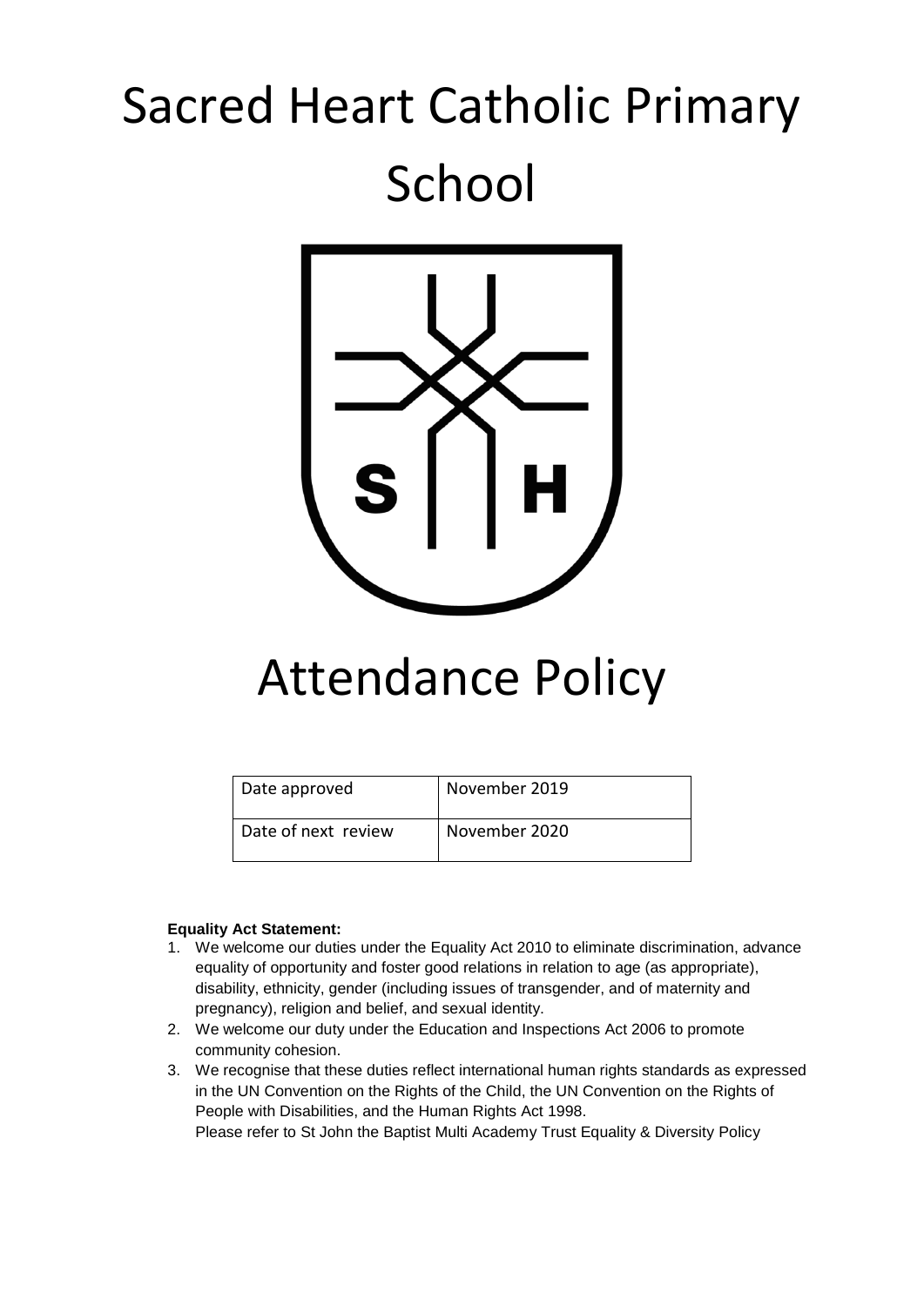# Sacred Heart Catholic Primary School

# Attendance Policy

| Date approved | November 2019 |
|---|---|
| Date of next review | November 2020 |

**Equality Act Statement:**

1. We welcome our duties under the Equality Act 2010 to eliminate discrimination, advance equality of opportunity and foster good relations in relation to age (as appropriate), disability, ethnicity, gender (including issues of transgender, and of maternity and pregnancy), religion and belief, and sexual identity.
2. We welcome our duty under the Education and Inspections Act 2006 to promote community cohesion.
3. We recognise that these duties reflect international human rights standards as expressed in the UN Convention on the Rights of the Child, the UN Convention on the Rights of People with Disabilities, and the Human Rights Act 1998.
   Please refer to St John the Baptist Multi Academy Trust Equality & Diversity Policy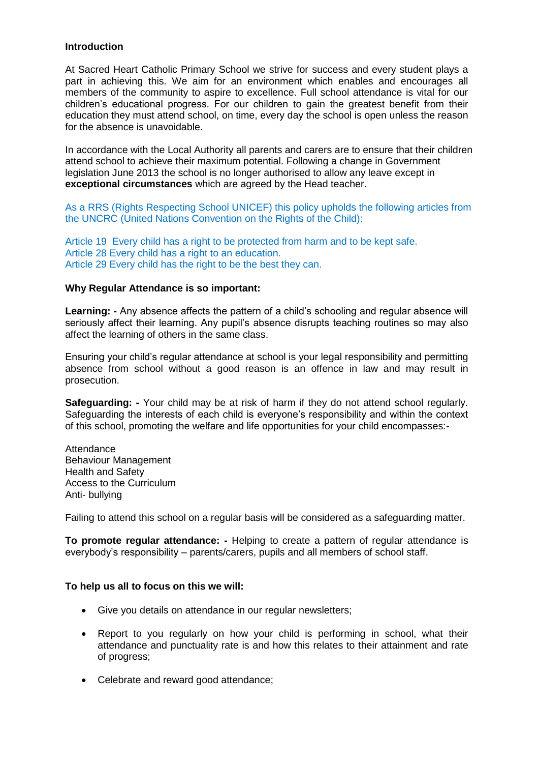**Introduction**

At Sacred Heart Catholic Primary School we strive for success and every student plays a part in achieving this. We aim for an environment which enables and encourages all members of the community to aspire to excellence. Full school attendance is vital for our children's educational progress. For our children to gain the greatest benefit from their education they must attend school, on time, every day the school is open unless the reason for the absence is unavoidable.

In accordance with the Local Authority all parents and carers are to ensure that their children attend school to achieve their maximum potential. Following a change in Government legislation June 2013 the school is no longer authorised to allow any leave except in **exceptional circumstances** which are agreed by the Head teacher.

As a RRS (Rights Respecting School UNICEF) this policy upholds the following articles from the UNCRC (United Nations Convention on the Rights of the Child):

Article 19 Every child has a right to be protected from harm and to be kept safe.
Article 28 Every child has a right to an education.
Article 29 Every child has the right to be the best they can.

**Why Regular Attendance is so important:**

**Learning: -** Any absence affects the pattern of a child's schooling and regular absence will seriously affect their learning. Any pupil's absence disrupts teaching routines so may also affect the learning of others in the same class.

Ensuring your child's regular attendance at school is your legal responsibility and permitting absence from school without a good reason is an offence in law and may result in prosecution.

**Safeguarding: -** Your child may be at risk of harm if they do not attend school regularly. Safeguarding the interests of each child is everyone's responsibility and within the context of this school, promoting the welfare and life opportunities for your child encompasses:-

Attendance
Behaviour Management
Health and Safety
Access to the Curriculum
Anti- bullying

Failing to attend this school on a regular basis will be considered as a safeguarding matter.

**To promote regular attendance: -** Helping to create a pattern of regular attendance is everybody's responsibility – parents/carers, pupils and all members of school staff.

**To help us all to focus on this we will:**

- Give you details on attendance in our regular newsletters;
- Report to you regularly on how your child is performing in school, what their attendance and punctuality rate is and how this relates to their attainment and rate of progress;
- Celebrate and reward good attendance;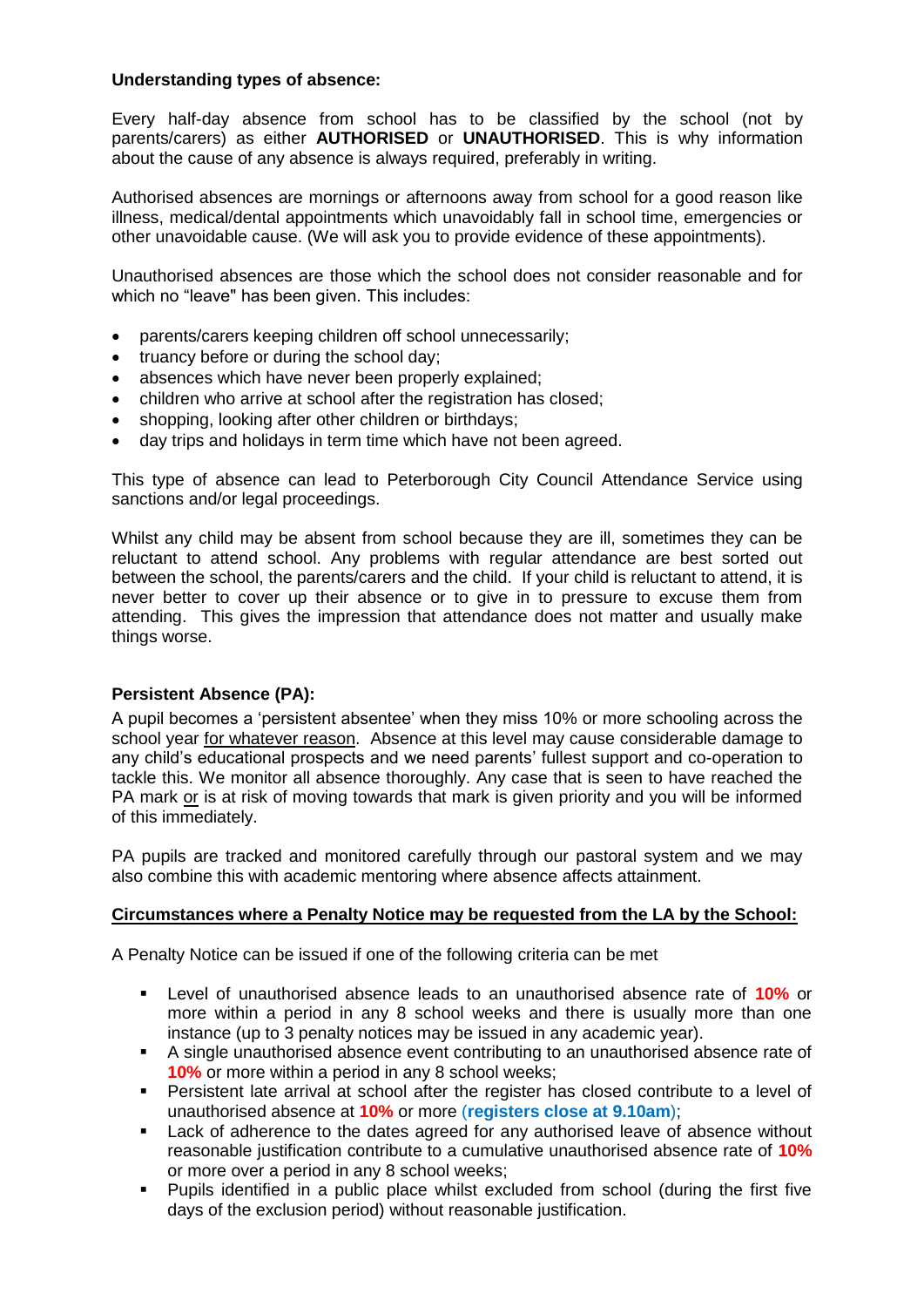**Understanding types of absence:**

Every half-day absence from school has to be classified by the school (not by parents/carers) as either **AUTHORISED** or **UNAUTHORISED**. This is why information about the cause of any absence is always required, preferably in writing.

Authorised absences are mornings or afternoons away from school for a good reason like illness, medical/dental appointments which unavoidably fall in school time, emergencies or other unavoidable cause. (We will ask you to provide evidence of these appointments).

Unauthorised absences are those which the school does not consider reasonable and for which no "leave" has been given. This includes:

- parents/carers keeping children off school unnecessarily;
- truancy before or during the school day;
- absences which have never been properly explained;
- children who arrive at school after the registration has closed;
- shopping, looking after other children or birthdays;
- day trips and holidays in term time which have not been agreed.

This type of absence can lead to Peterborough City Council Attendance Service using sanctions and/or legal proceedings.

Whilst any child may be absent from school because they are ill, sometimes they can be reluctant to attend school. Any problems with regular attendance are best sorted out between the school, the parents/carers and the child. If your child is reluctant to attend, it is never better to cover up their absence or to give in to pressure to excuse them from attending. This gives the impression that attendance does not matter and usually make things worse.

**Persistent Absence (PA):**

A pupil becomes a 'persistent absentee' when they miss 10% or more schooling across the school year <u>for whatever reason</u>. Absence at this level may cause considerable damage to any child's educational prospects and we need parents' fullest support and co-operation to tackle this. We monitor all absence thoroughly. Any case that is seen to have reached the PA mark <u>or</u> is at risk of moving towards that mark is given priority and you will be informed of this immediately.

PA pupils are tracked and monitored carefully through our pastoral system and we may also combine this with academic mentoring where absence affects attainment.

**<u>Circumstances where a Penalty Notice may be requested from the LA by the School:</u>**

A Penalty Notice can be issued if one of the following criteria can be met

- Level of unauthorised absence leads to an unauthorised absence rate of **10%** or more within a period in any 8 school weeks and there is usually more than one instance (up to 3 penalty notices may be issued in any academic year).
- A single unauthorised absence event contributing to an unauthorised absence rate of **10%** or more within a period in any 8 school weeks;
- Persistent late arrival at school after the register has closed contribute to a level of unauthorised absence at **10%** or more (**registers close at 9.10am**);
- Lack of adherence to the dates agreed for any authorised leave of absence without reasonable justification contribute to a cumulative unauthorised absence rate of **10%** or more over a period in any 8 school weeks;
- Pupils identified in a public place whilst excluded from school (during the first five days of the exclusion period) without reasonable justification.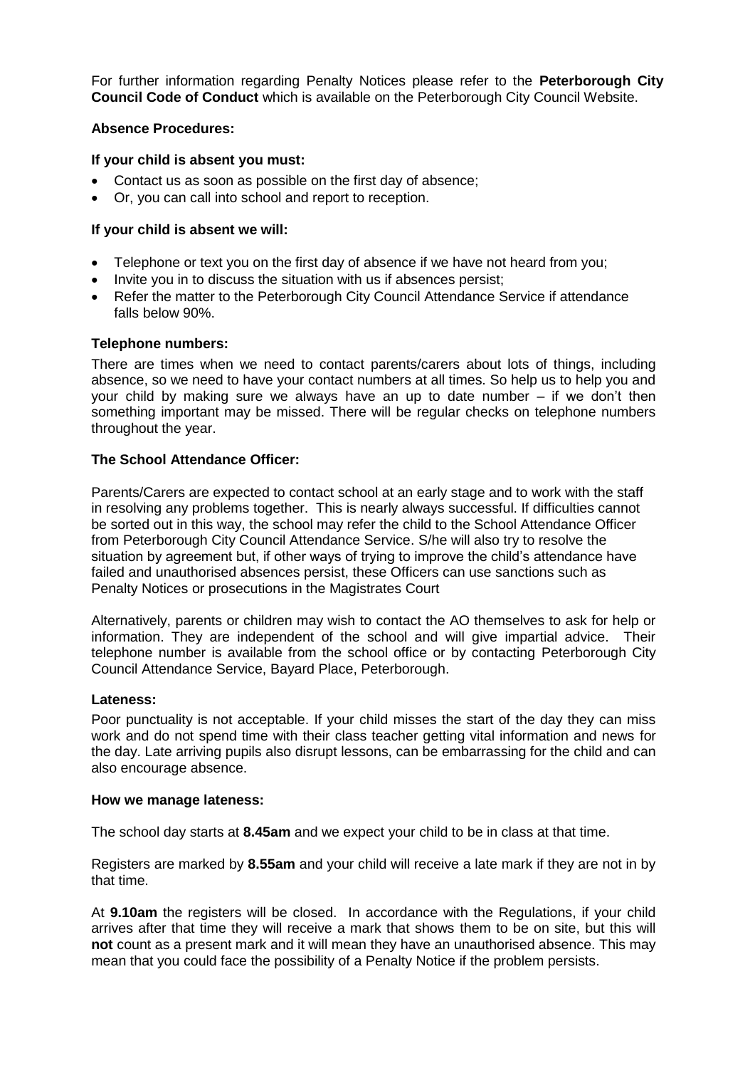For further information regarding Penalty Notices please refer to the **Peterborough City Council Code of Conduct** which is available on the Peterborough City Council Website.

**Absence Procedures:**

**If your child is absent you must:**

- Contact us as soon as possible on the first day of absence;
- Or, you can call into school and report to reception.

**If your child is absent we will:**

- Telephone or text you on the first day of absence if we have not heard from you;
- Invite you in to discuss the situation with us if absences persist;
- Refer the matter to the Peterborough City Council Attendance Service if attendance falls below 90%.

**Telephone numbers:**

There are times when we need to contact parents/carers about lots of things, including absence, so we need to have your contact numbers at all times. So help us to help you and your child by making sure we always have an up to date number – if we don't then something important may be missed. There will be regular checks on telephone numbers throughout the year.

**The School Attendance Officer:**

Parents/Carers are expected to contact school at an early stage and to work with the staff in resolving any problems together. This is nearly always successful. If difficulties cannot be sorted out in this way, the school may refer the child to the School Attendance Officer from Peterborough City Council Attendance Service. S/he will also try to resolve the situation by agreement but, if other ways of trying to improve the child's attendance have failed and unauthorised absences persist, these Officers can use sanctions such as Penalty Notices or prosecutions in the Magistrates Court

Alternatively, parents or children may wish to contact the AO themselves to ask for help or information. They are independent of the school and will give impartial advice. Their telephone number is available from the school office or by contacting Peterborough City Council Attendance Service, Bayard Place, Peterborough.

**Lateness:**

Poor punctuality is not acceptable. If your child misses the start of the day they can miss work and do not spend time with their class teacher getting vital information and news for the day. Late arriving pupils also disrupt lessons, can be embarrassing for the child and can also encourage absence.

**How we manage lateness:**

The school day starts at **8.45am** and we expect your child to be in class at that time.

Registers are marked by **8.55am** and your child will receive a late mark if they are not in by that time.

At **9.10am** the registers will be closed. In accordance with the Regulations, if your child arrives after that time they will receive a mark that shows them to be on site, but this will **not** count as a present mark and it will mean they have an unauthorised absence. This may mean that you could face the possibility of a Penalty Notice if the problem persists.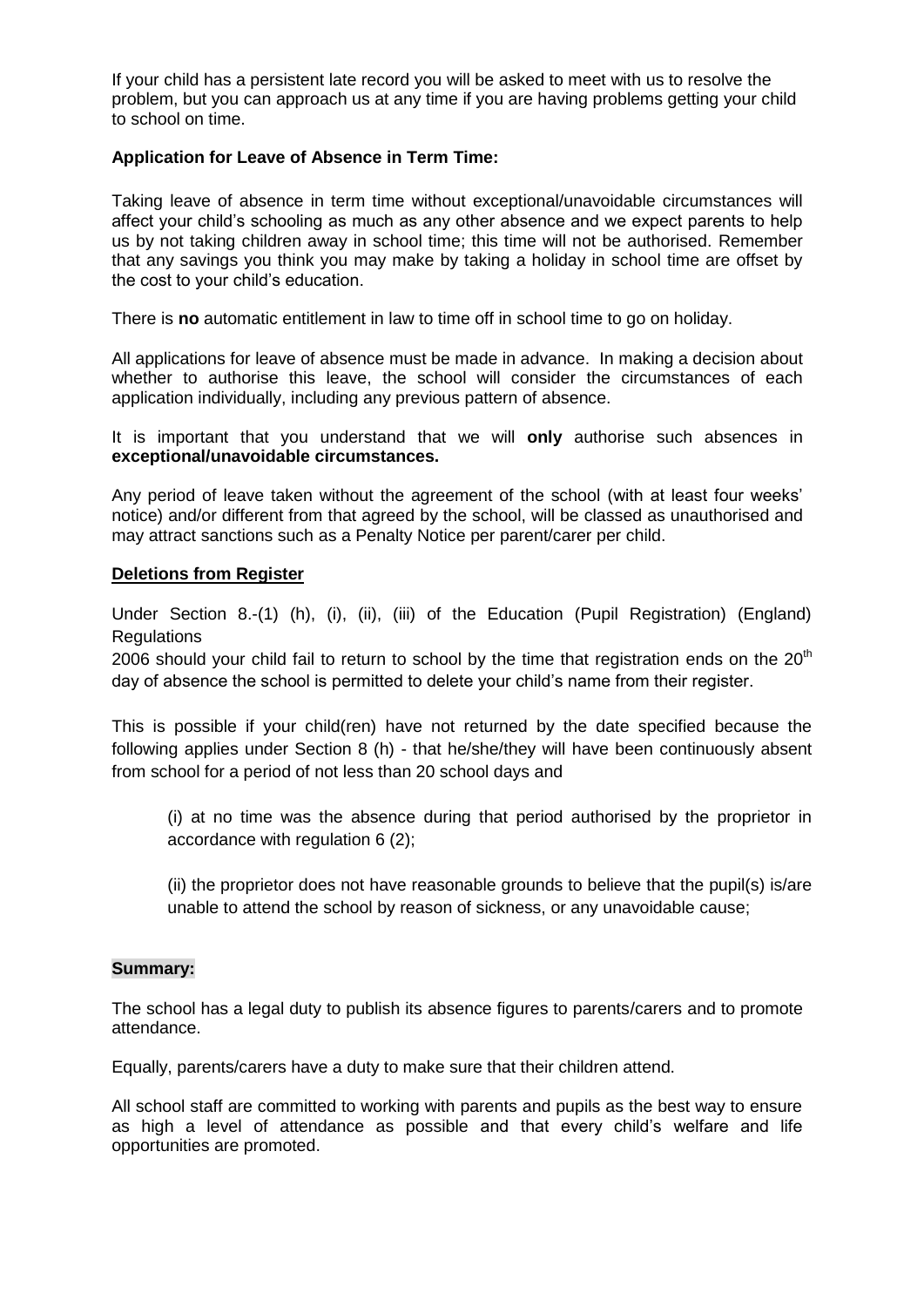If your child has a persistent late record you will be asked to meet with us to resolve the problem, but you can approach us at any time if you are having problems getting your child to school on time.

**Application for Leave of Absence in Term Time:**

Taking leave of absence in term time without exceptional/unavoidable circumstances will affect your child's schooling as much as any other absence and we expect parents to help us by not taking children away in school time; this time will not be authorised. Remember that any savings you think you may make by taking a holiday in school time are offset by the cost to your child's education.

There is **no** automatic entitlement in law to time off in school time to go on holiday.

All applications for leave of absence must be made in advance. In making a decision about whether to authorise this leave, the school will consider the circumstances of each application individually, including any previous pattern of absence.

It is important that you understand that we will **only** authorise such absences in **exceptional/unavoidable circumstances.**

Any period of leave taken without the agreement of the school (with at least four weeks' notice) and/or different from that agreed by the school, will be classed as unauthorised and may attract sanctions such as a Penalty Notice per parent/carer per child.

**Deletions from Register**

Under Section 8.-(1) (h), (i), (ii), (iii) of the Education (Pupil Registration) (England) Regulations
2006 should your child fail to return to school by the time that registration ends on the 20th day of absence the school is permitted to delete your child's name from their register.

This is possible if your child(ren) have not returned by the date specified because the following applies under Section 8 (h) - that he/she/they will have been continuously absent from school for a period of not less than 20 school days and

(i) at no time was the absence during that period authorised by the proprietor in accordance with regulation 6 (2);

(ii) the proprietor does not have reasonable grounds to believe that the pupil(s) is/are unable to attend the school by reason of sickness, or any unavoidable cause;

**Summary:**

The school has a legal duty to publish its absence figures to parents/carers and to promote attendance.

Equally, parents/carers have a duty to make sure that their children attend.

All school staff are committed to working with parents and pupils as the best way to ensure as high a level of attendance as possible and that every child's welfare and life opportunities are promoted.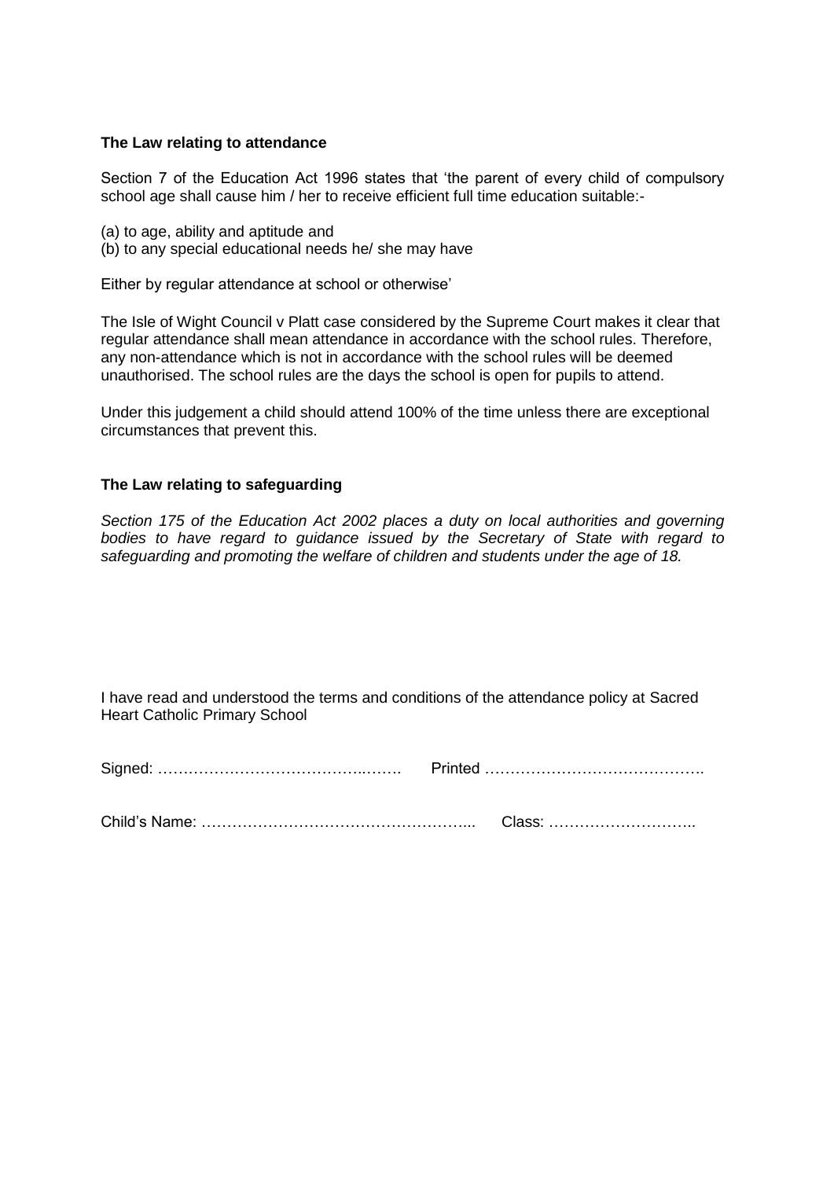**The Law relating to attendance**

Section 7 of the Education Act 1996 states that 'the parent of every child of compulsory school age shall cause him / her to receive efficient full time education suitable:-

(a) to age, ability and aptitude and
(b) to any special educational needs he/ she may have

Either by regular attendance at school or otherwise'

The Isle of Wight Council v Platt case considered by the Supreme Court makes it clear that regular attendance shall mean attendance in accordance with the school rules. Therefore, any non-attendance which is not in accordance with the school rules will be deemed unauthorised. The school rules are the days the school is open for pupils to attend.

Under this judgement a child should attend 100% of the time unless there are exceptional circumstances that prevent this.

**The Law relating to safeguarding**

*Section 175 of the Education Act 2002 places a duty on local authorities and governing bodies to have regard to guidance issued by the Secretary of State with regard to safeguarding and promoting the welfare of children and students under the age of 18.*

I have read and understood the terms and conditions of the attendance policy at Sacred Heart Catholic Primary School

Signed: …………………………………..……. Printed …………………………………….

Child's Name: ……………………………………………... Class: ………………………..